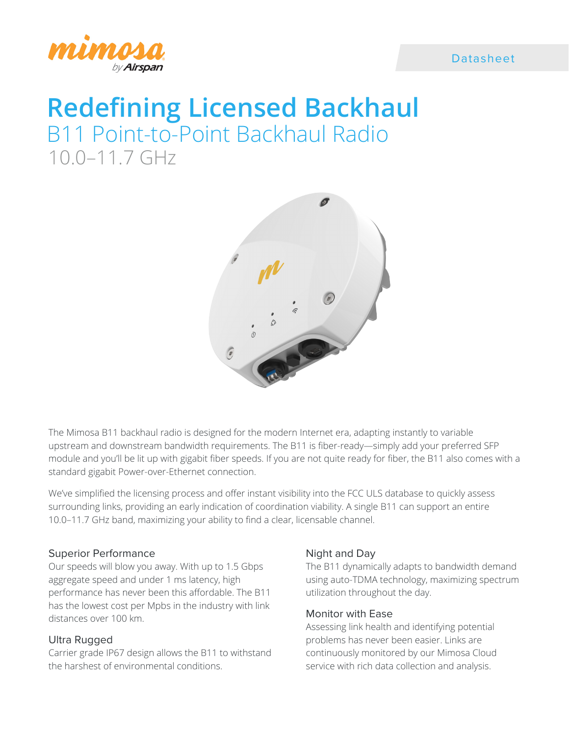Datasheet

# Redefining Licensed Backhaul

## B11 Point-to-Point Backhaul Radio

## 10.0–11.7 GHz

The Mimosa B11 backhaul radio is designed for the modern Internet era, adapting instantly to variable upstream and downstream bandwidth requirements. The B11 is fiber-ready—simply add your preferred SFP module and you'll be lit up with gigabit fiber speeds. If you are not quite ready for fiber, the B11 also comes with a standard gigabit Power-over-Ethernet connection.

We've simplified the licensing process and offer instant visibility into the FCC ULS database to quickly assess surrounding links, providing an early indication of coordination viability. A single B11 can support an entire 10.0–11.7 GHz band, maximizing your ability to find a clear, licensable channel.

### Superior Performance

Our speeds will blow you away. With up to 1.5 Gbps aggregate speed and under 1 ms latency, high performance has never been this affordable. The B11 has the lowest cost per Mpbs in the industry with link distances over 100 km.

### Ultra Rugged

Carrier grade IP67 design allows the B11 to withstand the harshest of environmental conditions.

### Night and Day

The B11 dynamically adapts to bandwidth demand using auto-TDMA technology, maximizing spectrum utilization throughout the day.

### Monitor with Ease

Assessing link health and identifying potential problems has never been easier. Links are continuously monitored by our Mimosa Cloud service with rich data collection and analysis.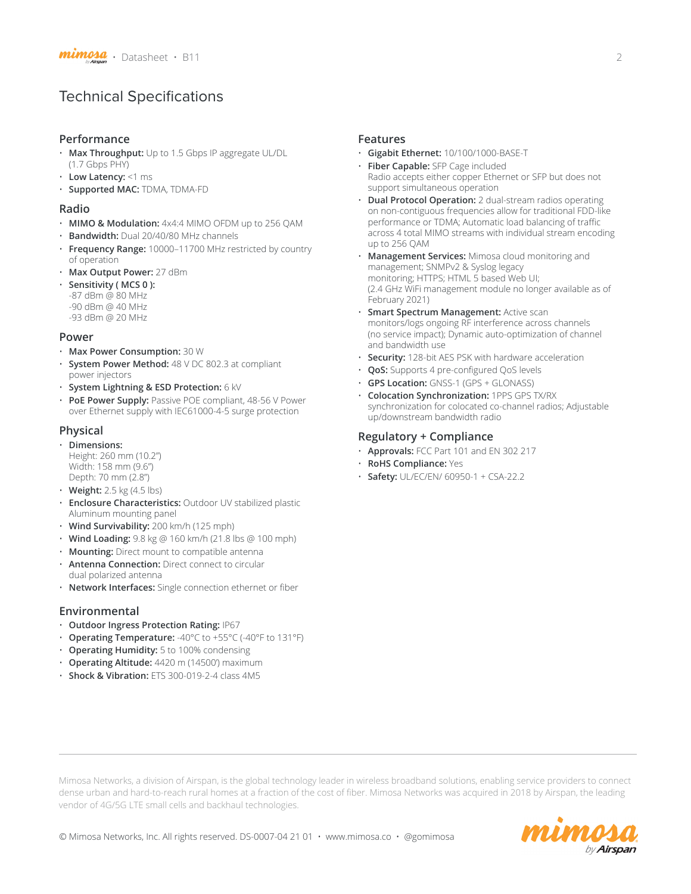# Technical Specifications

## Performance

- **Max Throughput:** Up to 1.5 Gbps IP aggregate UL/DL (1.7 Gbps PHY)
- **Low Latency:** <1 ms
- **Supported MAC:** TDMA, TDMA-FD

## Radio

- **MIMO & Modulation:** 4x4:4 MIMO OFDM up to 256 QAM
- **Bandwidth:** Dual 20/40/80 MHz channels
- **Frequency Range:** 10000–11700 MHz restricted by country of operation
- **Max Output Power:** 27 dBm
- **Sensitivity ( MCS 0 ):**
  -87 dBm @ 80 MHz
  -90 dBm @ 40 MHz
  -93 dBm @ 20 MHz

## Power

- **Max Power Consumption:** 30 W
- **System Power Method:** 48 V DC 802.3 at compliant power injectors
- **System Lightning & ESD Protection:** 6 kV
- **PoE Power Supply:** Passive POE compliant, 48-56 V Power over Ethernet supply with IEC61000-4-5 surge protection

## Physical

- **Dimensions:**
  Height: 260 mm (10.2")
  Width: 158 mm (9.6")
  Depth: 70 mm (2.8")
- **Weight:** 2.5 kg (4.5 lbs)
- **Enclosure Characteristics:** Outdoor UV stabilized plastic Aluminum mounting panel
- **Wind Survivability:** 200 km/h (125 mph)
- **Wind Loading:** 9.8 kg @ 160 km/h (21.8 lbs @ 100 mph)
- **Mounting:** Direct mount to compatible antenna
- **Antenna Connection:** Direct connect to circular dual polarized antenna
- **Network Interfaces:** Single connection ethernet or fiber

## Environmental

- **Outdoor Ingress Protection Rating:** IP67
- **Operating Temperature:** -40°C to +55°C (-40°F to 131°F)
- **Operating Humidity:** 5 to 100% condensing
- **Operating Altitude:** 4420 m (14500') maximum
- **Shock & Vibration:** ETS 300-019-2-4 class 4M5

## Features

- **Gigabit Ethernet:** 10/100/1000-BASE-T
- **Fiber Capable:** SFP Cage included
  Radio accepts either copper Ethernet or SFP but does not support simultaneous operation
- **Dual Protocol Operation:** 2 dual-stream radios operating on non-contiguous frequencies allow for traditional FDD-like performance or TDMA; Automatic load balancing of traffic across 4 total MIMO streams with individual stream encoding up to 256 QAM
- **Management Services:** Mimosa cloud monitoring and management; SNMPv2 & Syslog legacy monitoring; HTTPS; HTML 5 based Web UI; (2.4 GHz WiFi management module no longer available as of February 2021)
- **Smart Spectrum Management:** Active scan monitors/logs ongoing RF interference across channels (no service impact); Dynamic auto-optimization of channel and bandwidth use
- **Security:** 128-bit AES PSK with hardware acceleration
- **QoS:** Supports 4 pre-configured QoS levels
- **GPS Location:** GNSS-1 (GPS + GLONASS)
- **Colocation Synchronization:** 1PPS GPS TX/RX synchronization for colocated co-channel radios; Adjustable up/downstream bandwidth radio

## Regulatory + Compliance

- **Approvals:** FCC Part 101 and EN 302 217
- **RoHS Compliance:** Yes
- **Safety:** UL/EC/EN/ 60950-1 + CSA-22.2

---

Mimosa Networks, a division of Airspan, is the global technology leader in wireless broadband solutions, enabling service providers to connect dense urban and hard-to-reach rural homes at a fraction of the cost of fiber. Mimosa Networks was acquired in 2018 by Airspan, the leading vendor of 4G/5G LTE small cells and backhaul technologies.

© Mimosa Networks, Inc. All rights reserved. DS-0007-04 21 01 • www.mimosa.co • @gomimosa